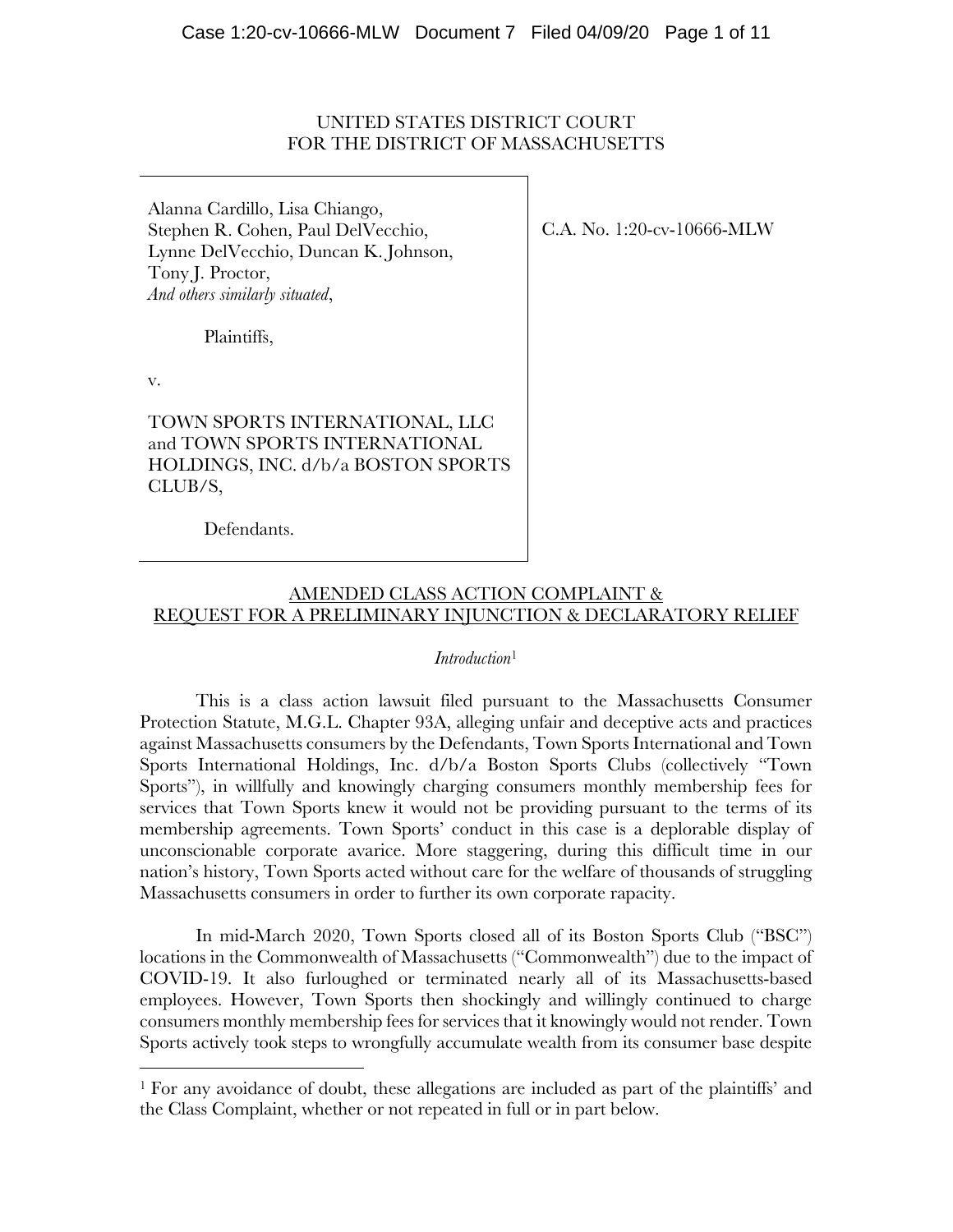UNITED STATES DISTRICT COURT
FOR THE DISTRICT OF MASSACHUSETTS

| | |
|---|---|
| Alanna Cardillo, Lisa Chiango, Stephen R. Cohen, Paul DelVecchio, Lynne DelVecchio, Duncan K. Johnson, Tony J. Proctor, *And others similarly situated*,<br><br>Plaintiffs,<br><br>v.<br><br>TOWN SPORTS INTERNATIONAL, LLC and TOWN SPORTS INTERNATIONAL HOLDINGS, INC. d/b/a BOSTON SPORTS CLUB/S,<br><br>Defendants. | C.A. No. 1:20-cv-10666-MLW |

AMENDED CLASS ACTION COMPLAINT &
REQUEST FOR A PRELIMINARY INJUNCTION & DECLARATORY RELIEF

*Introduction*[1]

This is a class action lawsuit filed pursuant to the Massachusetts Consumer Protection Statute, M.G.L. Chapter 93A, alleging unfair and deceptive acts and practices against Massachusetts consumers by the Defendants, Town Sports International and Town Sports International Holdings, Inc. d/b/a Boston Sports Clubs (collectively "Town Sports"), in willfully and knowingly charging consumers monthly membership fees for services that Town Sports knew it would not be providing pursuant to the terms of its membership agreements. Town Sports' conduct in this case is a deplorable display of unconscionable corporate avarice. More staggering, during this difficult time in our nation's history, Town Sports acted without care for the welfare of thousands of struggling Massachusetts consumers in order to further its own corporate rapacity.

In mid-March 2020, Town Sports closed all of its Boston Sports Club ("BSC") locations in the Commonwealth of Massachusetts ("Commonwealth") due to the impact of COVID-19. It also furloughed or terminated nearly all of its Massachusetts-based employees. However, Town Sports then shockingly and willingly continued to charge consumers monthly membership fees for services that it knowingly would not render. Town Sports actively took steps to wrongfully accumulate wealth from its consumer base despite

[1] For any avoidance of doubt, these allegations are included as part of the plaintiffs' and the Class Complaint, whether or not repeated in full or in part below.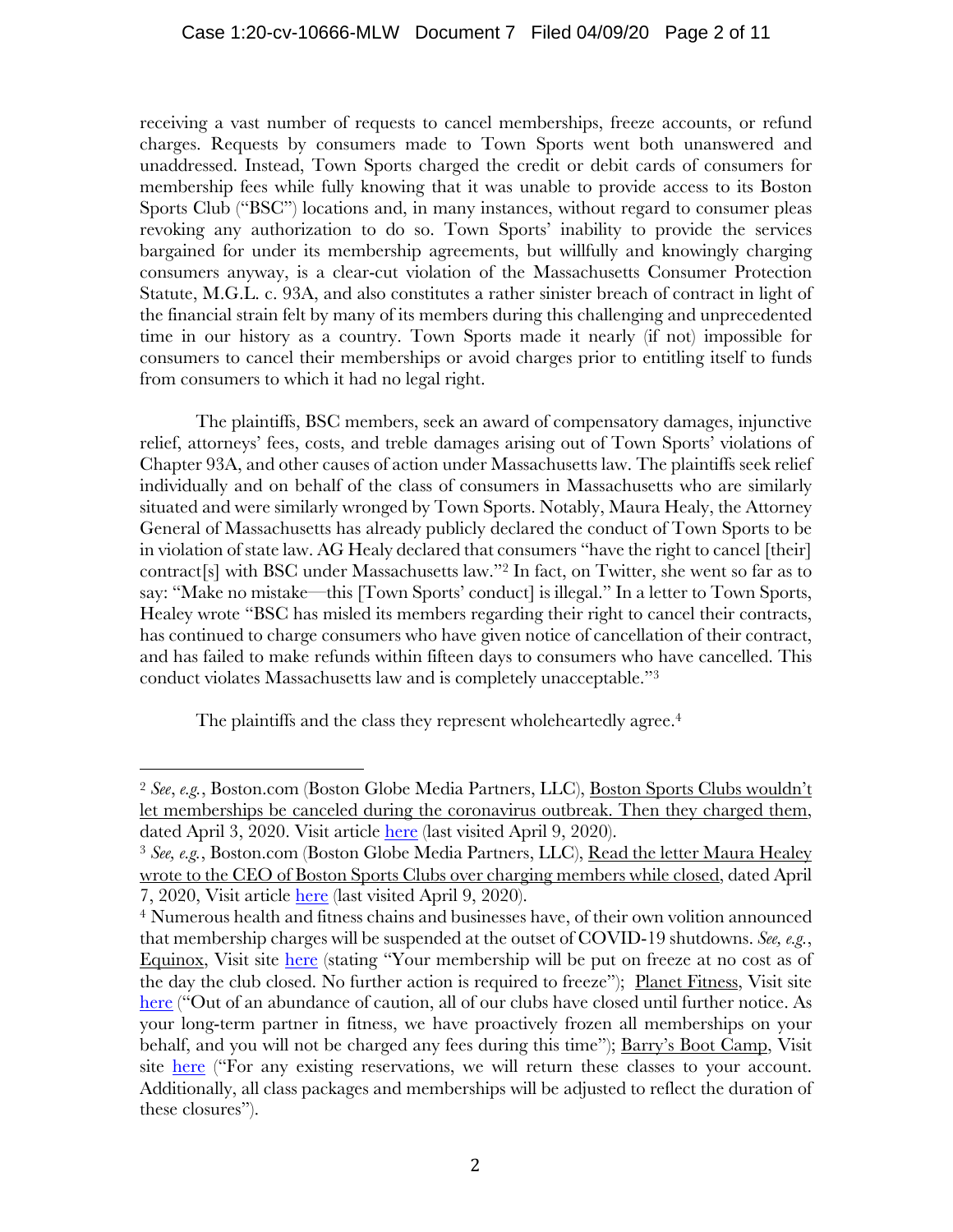receiving a vast number of requests to cancel memberships, freeze accounts, or refund charges. Requests by consumers made to Town Sports went both unanswered and unaddressed. Instead, Town Sports charged the credit or debit cards of consumers for membership fees while fully knowing that it was unable to provide access to its Boston Sports Club ("BSC") locations and, in many instances, without regard to consumer pleas revoking any authorization to do so. Town Sports' inability to provide the services bargained for under its membership agreements, but willfully and knowingly charging consumers anyway, is a clear-cut violation of the Massachusetts Consumer Protection Statute, M.G.L. c. 93A, and also constitutes a rather sinister breach of contract in light of the financial strain felt by many of its members during this challenging and unprecedented time in our history as a country. Town Sports made it nearly (if not) impossible for consumers to cancel their memberships or avoid charges prior to entitling itself to funds from consumers to which it had no legal right.

The plaintiffs, BSC members, seek an award of compensatory damages, injunctive relief, attorneys' fees, costs, and treble damages arising out of Town Sports' violations of Chapter 93A, and other causes of action under Massachusetts law. The plaintiffs seek relief individually and on behalf of the class of consumers in Massachusetts who are similarly situated and were similarly wronged by Town Sports. Notably, Maura Healy, the Attorney General of Massachusetts has already publicly declared the conduct of Town Sports to be in violation of state law. AG Healy declared that consumers "have the right to cancel [their] contract[s] with BSC under Massachusetts law."[2] In fact, on Twitter, she went so far as to say: "Make no mistake—this [Town Sports' conduct] is illegal." In a letter to Town Sports, Healey wrote "BSC has misled its members regarding their right to cancel their contracts, has continued to charge consumers who have given notice of cancellation of their contract, and has failed to make refunds within fifteen days to consumers who have cancelled. This conduct violates Massachusetts law and is completely unacceptable."[3]

The plaintiffs and the class they represent wholeheartedly agree.[4]

---

[2] *See*, *e.g.*, Boston.com (Boston Globe Media Partners, LLC), Boston Sports Clubs wouldn't let memberships be canceled during the coronavirus outbreak. Then they charged them, dated April 3, 2020. Visit article here (last visited April 9, 2020).

[3] *See, e.g.*, Boston.com (Boston Globe Media Partners, LLC), Read the letter Maura Healey wrote to the CEO of Boston Sports Clubs over charging members while closed, dated April 7, 2020, Visit article here (last visited April 9, 2020).

[4] Numerous health and fitness chains and businesses have, of their own volition announced that membership charges will be suspended at the outset of COVID-19 shutdowns. *See, e.g.*, Equinox, Visit site here (stating "Your membership will be put on freeze at no cost as of the day the club closed. No further action is required to freeze"); Planet Fitness, Visit site here ("Out of an abundance of caution, all of our clubs have closed until further notice. As your long-term partner in fitness, we have proactively frozen all memberships on your behalf, and you will not be charged any fees during this time"); Barry's Boot Camp, Visit site here ("For any existing reservations, we will return these classes to your account. Additionally, all class packages and memberships will be adjusted to reflect the duration of these closures").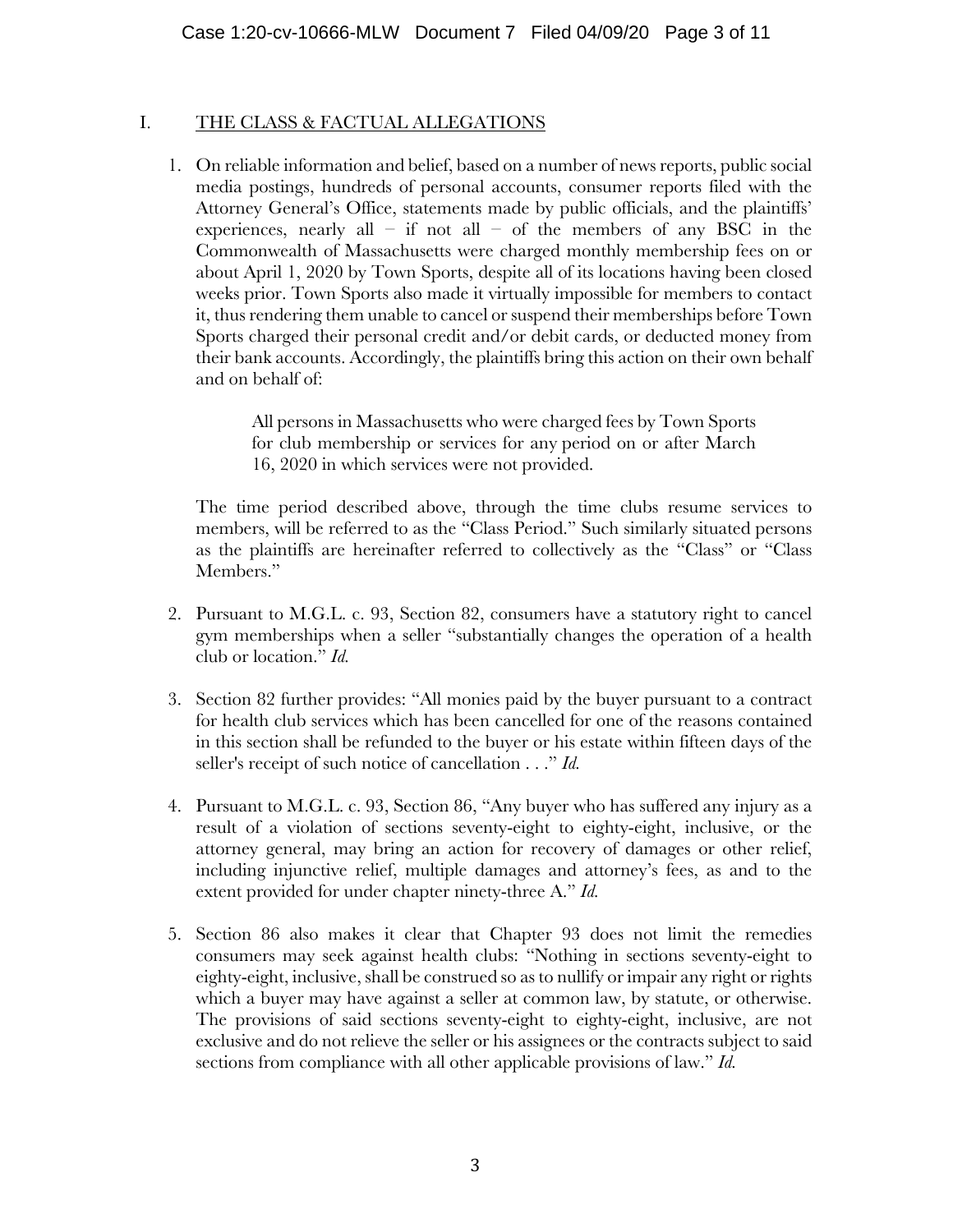## I. THE CLASS & FACTUAL ALLEGATIONS

1. On reliable information and belief, based on a number of news reports, public social media postings, hundreds of personal accounts, consumer reports filed with the Attorney General's Office, statements made by public officials, and the plaintiffs' experiences, nearly all – if not all – of the members of any BSC in the Commonwealth of Massachusetts were charged monthly membership fees on or about April 1, 2020 by Town Sports, despite all of its locations having been closed weeks prior. Town Sports also made it virtually impossible for members to contact it, thus rendering them unable to cancel or suspend their memberships before Town Sports charged their personal credit and/or debit cards, or deducted money from their bank accounts. Accordingly, the plaintiffs bring this action on their own behalf and on behalf of:

   > All persons in Massachusetts who were charged fees by Town Sports for club membership or services for any period on or after March 16, 2020 in which services were not provided.

   The time period described above, through the time clubs resume services to members, will be referred to as the "Class Period." Such similarly situated persons as the plaintiffs are hereinafter referred to collectively as the "Class" or "Class Members."

2. Pursuant to M.G.L. c. 93, Section 82, consumers have a statutory right to cancel gym memberships when a seller "substantially changes the operation of a health club or location." *Id.*

3. Section 82 further provides: "All monies paid by the buyer pursuant to a contract for health club services which has been cancelled for one of the reasons contained in this section shall be refunded to the buyer or his estate within fifteen days of the seller's receipt of such notice of cancellation . . ." *Id.*

4. Pursuant to M.G.L. c. 93, Section 86, "Any buyer who has suffered any injury as a result of a violation of sections seventy-eight to eighty-eight, inclusive, or the attorney general, may bring an action for recovery of damages or other relief, including injunctive relief, multiple damages and attorney's fees, as and to the extent provided for under chapter ninety-three A." *Id.*

5. Section 86 also makes it clear that Chapter 93 does not limit the remedies consumers may seek against health clubs: "Nothing in sections seventy-eight to eighty-eight, inclusive, shall be construed so as to nullify or impair any right or rights which a buyer may have against a seller at common law, by statute, or otherwise. The provisions of said sections seventy-eight to eighty-eight, inclusive, are not exclusive and do not relieve the seller or his assignees or the contracts subject to said sections from compliance with all other applicable provisions of law." *Id.*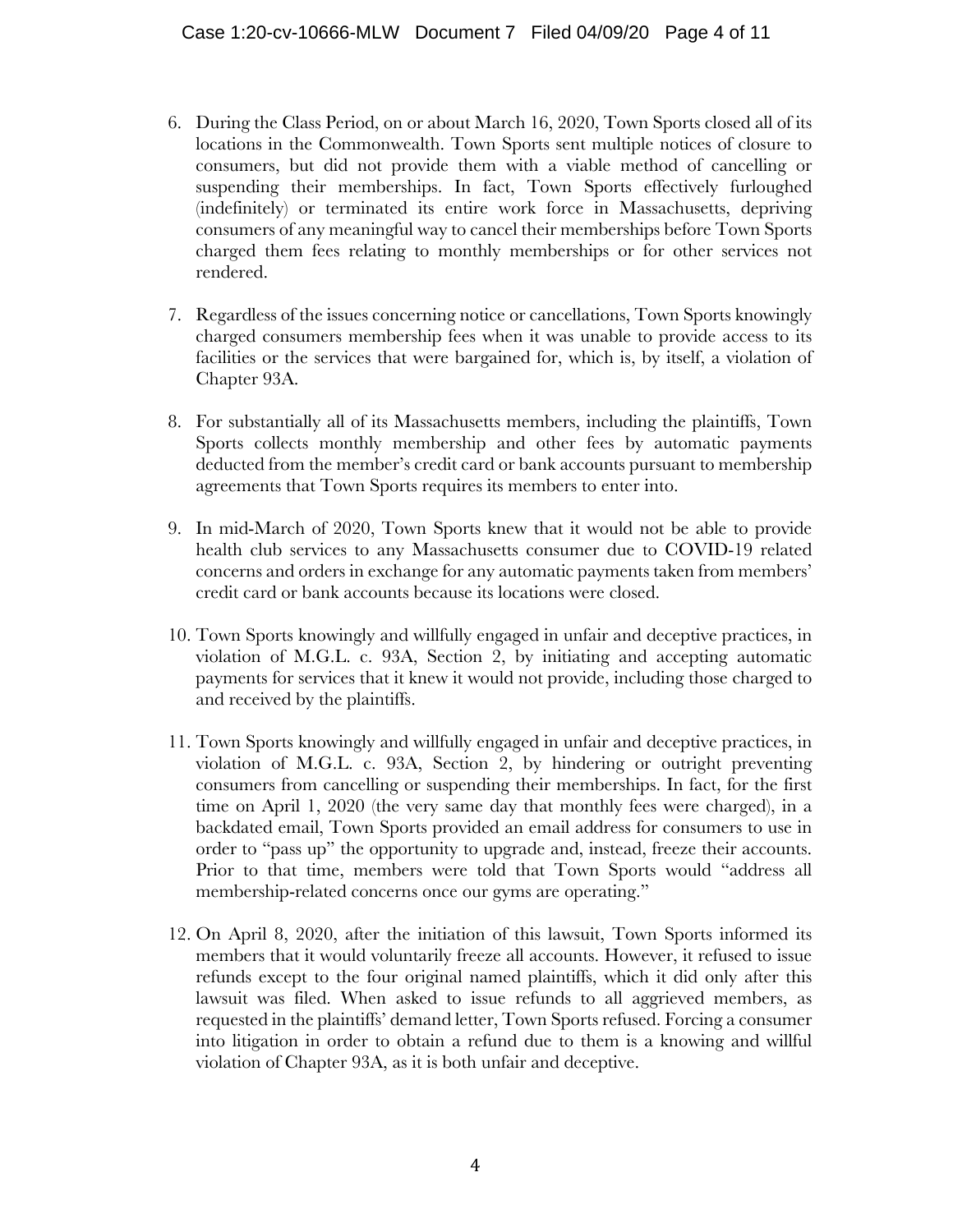6. During the Class Period, on or about March 16, 2020, Town Sports closed all of its locations in the Commonwealth. Town Sports sent multiple notices of closure to consumers, but did not provide them with a viable method of cancelling or suspending their memberships. In fact, Town Sports effectively furloughed (indefinitely) or terminated its entire work force in Massachusetts, depriving consumers of any meaningful way to cancel their memberships before Town Sports charged them fees relating to monthly memberships or for other services not rendered.

7. Regardless of the issues concerning notice or cancellations, Town Sports knowingly charged consumers membership fees when it was unable to provide access to its facilities or the services that were bargained for, which is, by itself, a violation of Chapter 93A.

8. For substantially all of its Massachusetts members, including the plaintiffs, Town Sports collects monthly membership and other fees by automatic payments deducted from the member's credit card or bank accounts pursuant to membership agreements that Town Sports requires its members to enter into.

9. In mid-March of 2020, Town Sports knew that it would not be able to provide health club services to any Massachusetts consumer due to COVID-19 related concerns and orders in exchange for any automatic payments taken from members' credit card or bank accounts because its locations were closed.

10. Town Sports knowingly and willfully engaged in unfair and deceptive practices, in violation of M.G.L. c. 93A, Section 2, by initiating and accepting automatic payments for services that it knew it would not provide, including those charged to and received by the plaintiffs.

11. Town Sports knowingly and willfully engaged in unfair and deceptive practices, in violation of M.G.L. c. 93A, Section 2, by hindering or outright preventing consumers from cancelling or suspending their memberships. In fact, for the first time on April 1, 2020 (the very same day that monthly fees were charged), in a backdated email, Town Sports provided an email address for consumers to use in order to "pass up" the opportunity to upgrade and, instead, freeze their accounts. Prior to that time, members were told that Town Sports would "address all membership-related concerns once our gyms are operating."

12. On April 8, 2020, after the initiation of this lawsuit, Town Sports informed its members that it would voluntarily freeze all accounts. However, it refused to issue refunds except to the four original named plaintiffs, which it did only after this lawsuit was filed. When asked to issue refunds to all aggrieved members, as requested in the plaintiffs' demand letter, Town Sports refused. Forcing a consumer into litigation in order to obtain a refund due to them is a knowing and willful violation of Chapter 93A, as it is both unfair and deceptive.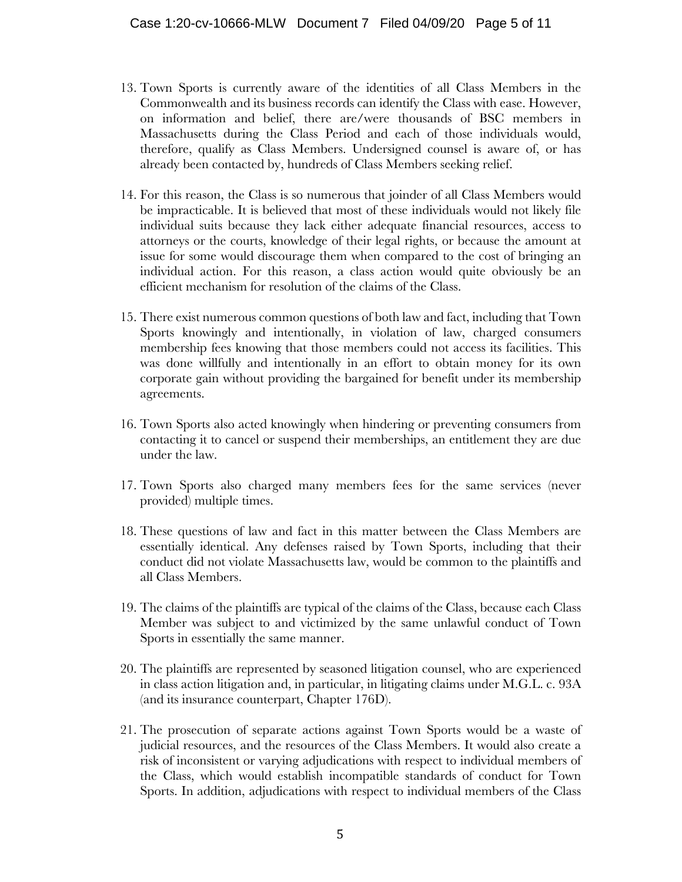13. Town Sports is currently aware of the identities of all Class Members in the Commonwealth and its business records can identify the Class with ease. However, on information and belief, there are/were thousands of BSC members in Massachusetts during the Class Period and each of those individuals would, therefore, qualify as Class Members. Undersigned counsel is aware of, or has already been contacted by, hundreds of Class Members seeking relief.

14. For this reason, the Class is so numerous that joinder of all Class Members would be impracticable. It is believed that most of these individuals would not likely file individual suits because they lack either adequate financial resources, access to attorneys or the courts, knowledge of their legal rights, or because the amount at issue for some would discourage them when compared to the cost of bringing an individual action. For this reason, a class action would quite obviously be an efficient mechanism for resolution of the claims of the Class.

15. There exist numerous common questions of both law and fact, including that Town Sports knowingly and intentionally, in violation of law, charged consumers membership fees knowing that those members could not access its facilities. This was done willfully and intentionally in an effort to obtain money for its own corporate gain without providing the bargained for benefit under its membership agreements.

16. Town Sports also acted knowingly when hindering or preventing consumers from contacting it to cancel or suspend their memberships, an entitlement they are due under the law.

17. Town Sports also charged many members fees for the same services (never provided) multiple times.

18. These questions of law and fact in this matter between the Class Members are essentially identical. Any defenses raised by Town Sports, including that their conduct did not violate Massachusetts law, would be common to the plaintiffs and all Class Members.

19. The claims of the plaintiffs are typical of the claims of the Class, because each Class Member was subject to and victimized by the same unlawful conduct of Town Sports in essentially the same manner.

20. The plaintiffs are represented by seasoned litigation counsel, who are experienced in class action litigation and, in particular, in litigating claims under M.G.L. c. 93A (and its insurance counterpart, Chapter 176D).

21. The prosecution of separate actions against Town Sports would be a waste of judicial resources, and the resources of the Class Members. It would also create a risk of inconsistent or varying adjudications with respect to individual members of the Class, which would establish incompatible standards of conduct for Town Sports. In addition, adjudications with respect to individual members of the Class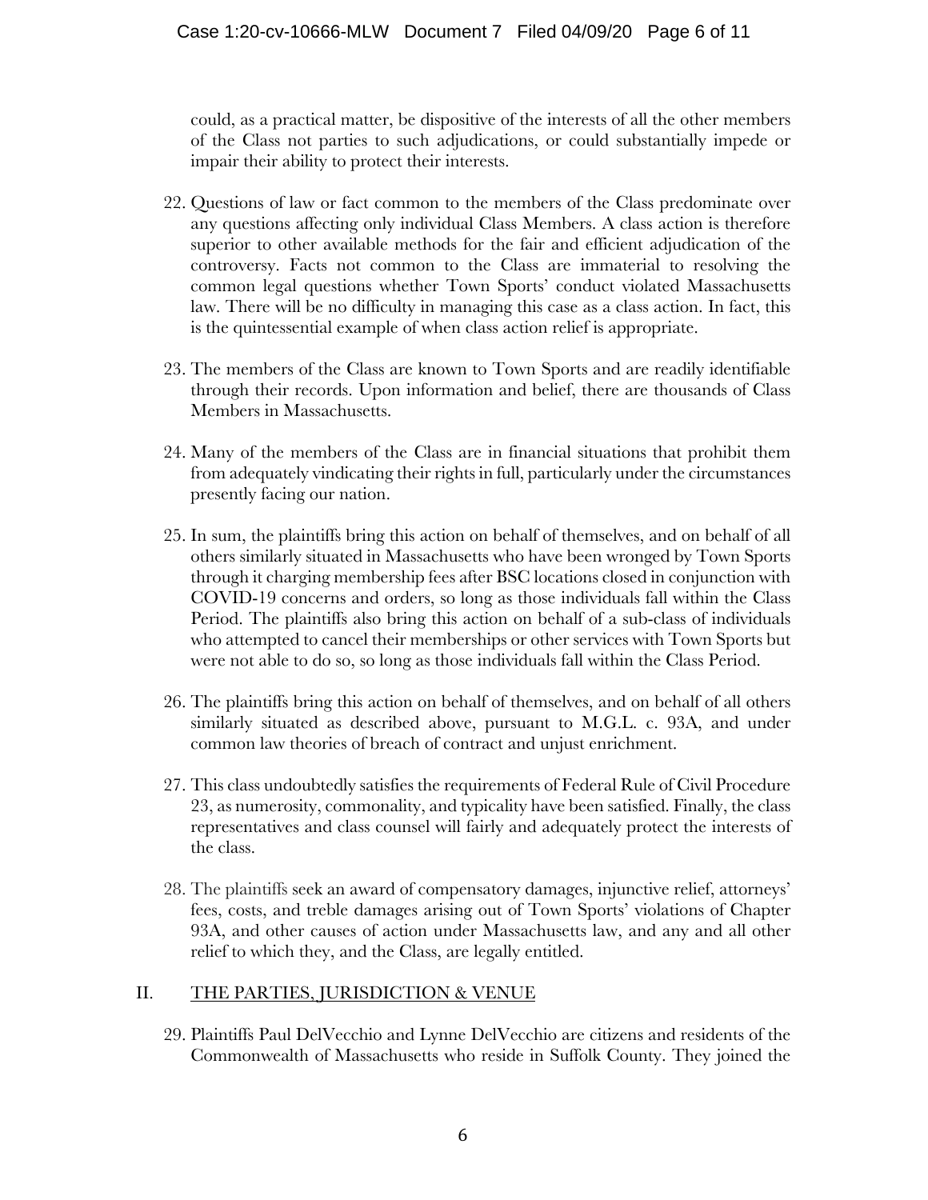could, as a practical matter, be dispositive of the interests of all the other members of the Class not parties to such adjudications, or could substantially impede or impair their ability to protect their interests.

22. Questions of law or fact common to the members of the Class predominate over any questions affecting only individual Class Members. A class action is therefore superior to other available methods for the fair and efficient adjudication of the controversy. Facts not common to the Class are immaterial to resolving the common legal questions whether Town Sports' conduct violated Massachusetts law. There will be no difficulty in managing this case as a class action. In fact, this is the quintessential example of when class action relief is appropriate.

23. The members of the Class are known to Town Sports and are readily identifiable through their records. Upon information and belief, there are thousands of Class Members in Massachusetts.

24. Many of the members of the Class are in financial situations that prohibit them from adequately vindicating their rights in full, particularly under the circumstances presently facing our nation.

25. In sum, the plaintiffs bring this action on behalf of themselves, and on behalf of all others similarly situated in Massachusetts who have been wronged by Town Sports through it charging membership fees after BSC locations closed in conjunction with COVID-19 concerns and orders, so long as those individuals fall within the Class Period. The plaintiffs also bring this action on behalf of a sub-class of individuals who attempted to cancel their memberships or other services with Town Sports but were not able to do so, so long as those individuals fall within the Class Period.

26. The plaintiffs bring this action on behalf of themselves, and on behalf of all others similarly situated as described above, pursuant to M.G.L. c. 93A, and under common law theories of breach of contract and unjust enrichment.

27. This class undoubtedly satisfies the requirements of Federal Rule of Civil Procedure 23, as numerosity, commonality, and typicality have been satisfied. Finally, the class representatives and class counsel will fairly and adequately protect the interests of the class.

28. The plaintiffs seek an award of compensatory damages, injunctive relief, attorneys' fees, costs, and treble damages arising out of Town Sports' violations of Chapter 93A, and other causes of action under Massachusetts law, and any and all other relief to which they, and the Class, are legally entitled.

## II. THE PARTIES, JURISDICTION & VENUE

29. Plaintiffs Paul DelVecchio and Lynne DelVecchio are citizens and residents of the Commonwealth of Massachusetts who reside in Suffolk County. They joined the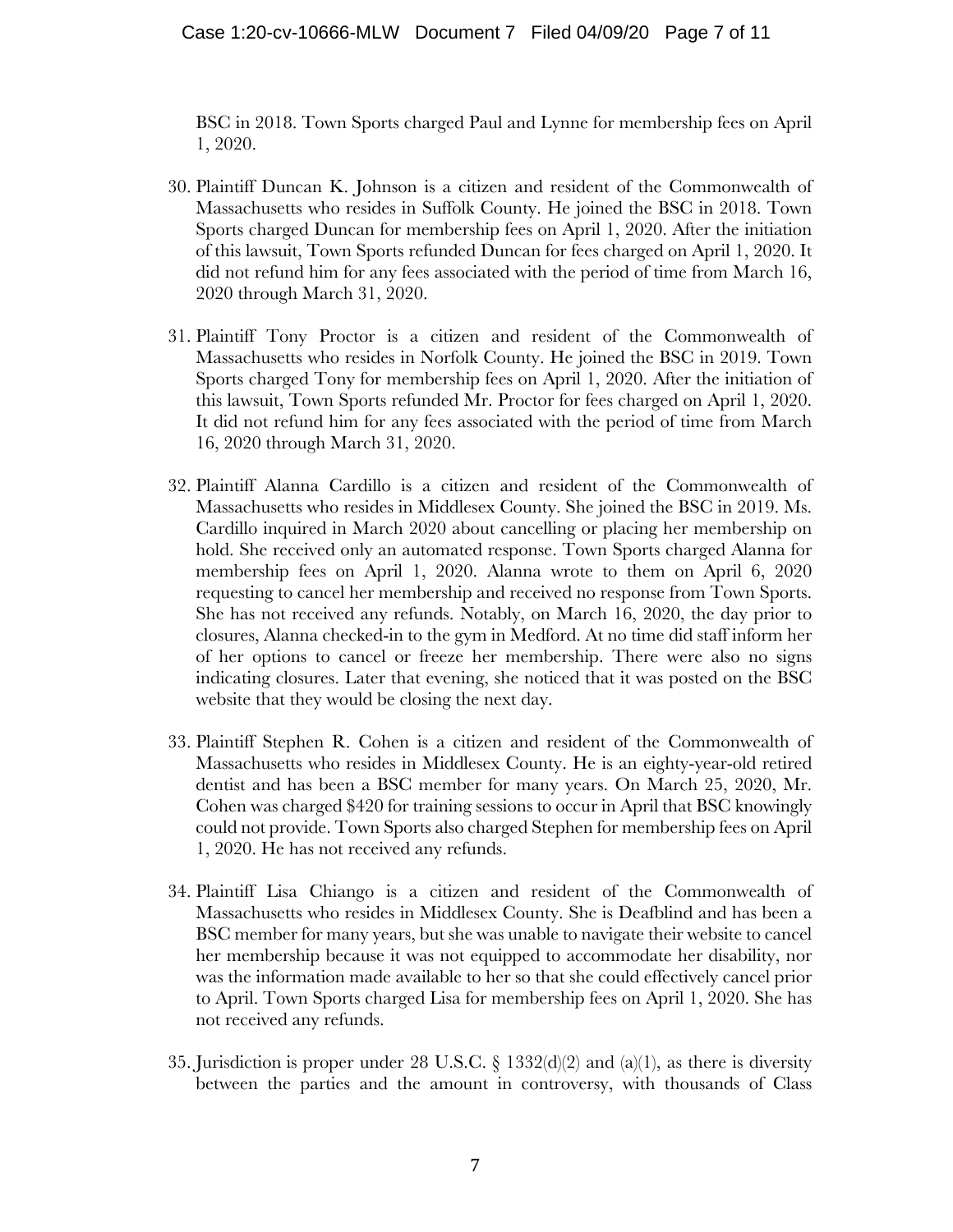BSC in 2018. Town Sports charged Paul and Lynne for membership fees on April 1, 2020.

30. Plaintiff Duncan K. Johnson is a citizen and resident of the Commonwealth of Massachusetts who resides in Suffolk County. He joined the BSC in 2018. Town Sports charged Duncan for membership fees on April 1, 2020. After the initiation of this lawsuit, Town Sports refunded Duncan for fees charged on April 1, 2020. It did not refund him for any fees associated with the period of time from March 16, 2020 through March 31, 2020.

31. Plaintiff Tony Proctor is a citizen and resident of the Commonwealth of Massachusetts who resides in Norfolk County. He joined the BSC in 2019. Town Sports charged Tony for membership fees on April 1, 2020. After the initiation of this lawsuit, Town Sports refunded Mr. Proctor for fees charged on April 1, 2020. It did not refund him for any fees associated with the period of time from March 16, 2020 through March 31, 2020.

32. Plaintiff Alanna Cardillo is a citizen and resident of the Commonwealth of Massachusetts who resides in Middlesex County. She joined the BSC in 2019. Ms. Cardillo inquired in March 2020 about cancelling or placing her membership on hold. She received only an automated response. Town Sports charged Alanna for membership fees on April 1, 2020. Alanna wrote to them on April 6, 2020 requesting to cancel her membership and received no response from Town Sports. She has not received any refunds. Notably, on March 16, 2020, the day prior to closures, Alanna checked-in to the gym in Medford. At no time did staff inform her of her options to cancel or freeze her membership. There were also no signs indicating closures. Later that evening, she noticed that it was posted on the BSC website that they would be closing the next day.

33. Plaintiff Stephen R. Cohen is a citizen and resident of the Commonwealth of Massachusetts who resides in Middlesex County. He is an eighty-year-old retired dentist and has been a BSC member for many years. On March 25, 2020, Mr. Cohen was charged $420 for training sessions to occur in April that BSC knowingly could not provide. Town Sports also charged Stephen for membership fees on April 1, 2020. He has not received any refunds.

34. Plaintiff Lisa Chiango is a citizen and resident of the Commonwealth of Massachusetts who resides in Middlesex County. She is Deafblind and has been a BSC member for many years, but she was unable to navigate their website to cancel her membership because it was not equipped to accommodate her disability, nor was the information made available to her so that she could effectively cancel prior to April. Town Sports charged Lisa for membership fees on April 1, 2020. She has not received any refunds.

35. Jurisdiction is proper under 28 U.S.C. § 1332(d)(2) and (a)(1), as there is diversity between the parties and the amount in controversy, with thousands of Class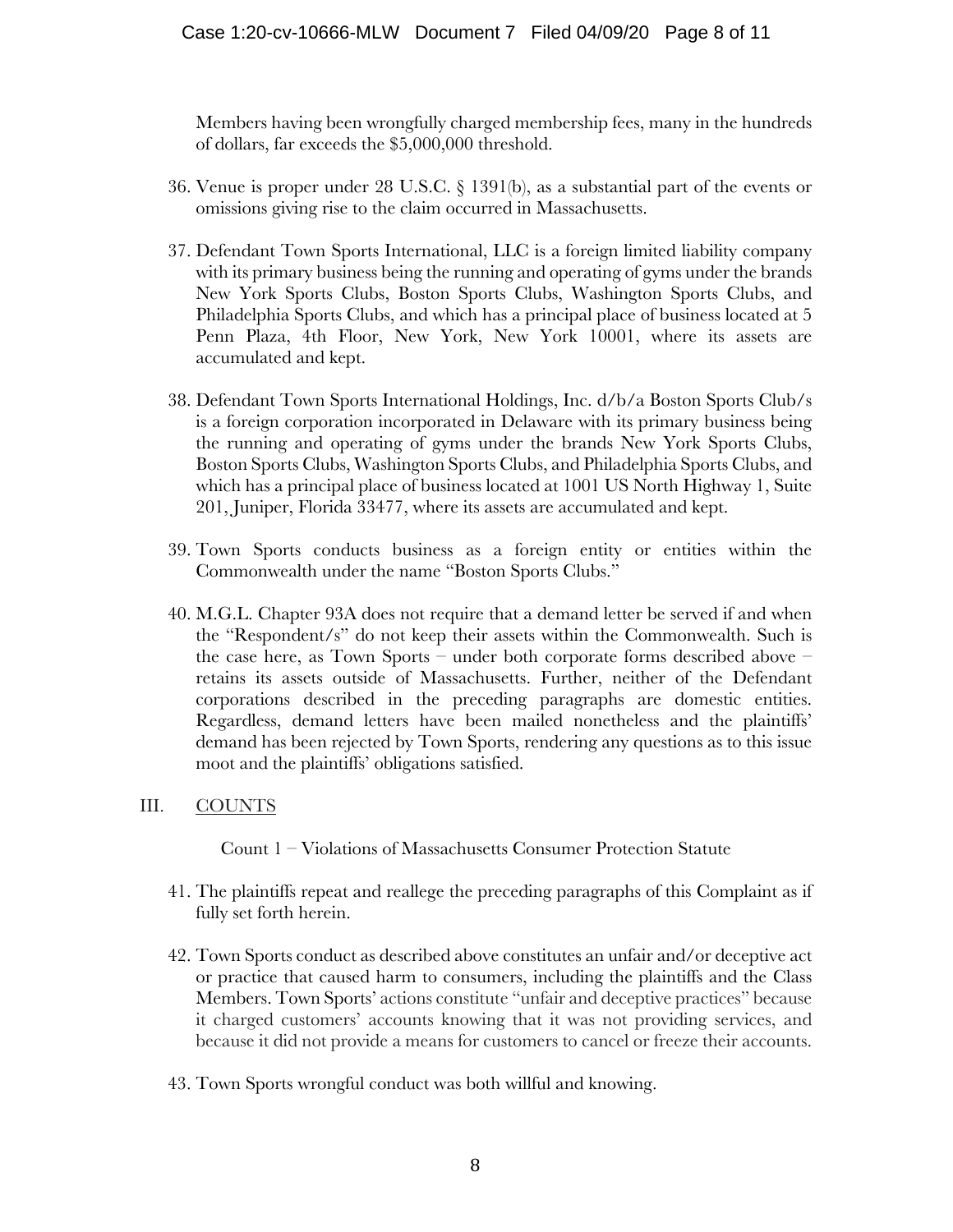Members having been wrongfully charged membership fees, many in the hundreds of dollars, far exceeds the $5,000,000 threshold.

36. Venue is proper under 28 U.S.C. § 1391(b), as a substantial part of the events or omissions giving rise to the claim occurred in Massachusetts.

37. Defendant Town Sports International, LLC is a foreign limited liability company with its primary business being the running and operating of gyms under the brands New York Sports Clubs, Boston Sports Clubs, Washington Sports Clubs, and Philadelphia Sports Clubs, and which has a principal place of business located at 5 Penn Plaza, 4th Floor, New York, New York 10001, where its assets are accumulated and kept.

38. Defendant Town Sports International Holdings, Inc. d/b/a Boston Sports Club/s is a foreign corporation incorporated in Delaware with its primary business being the running and operating of gyms under the brands New York Sports Clubs, Boston Sports Clubs, Washington Sports Clubs, and Philadelphia Sports Clubs, and which has a principal place of business located at 1001 US North Highway 1, Suite 201, Juniper, Florida 33477, where its assets are accumulated and kept.

39. Town Sports conducts business as a foreign entity or entities within the Commonwealth under the name "Boston Sports Clubs."

40. M.G.L. Chapter 93A does not require that a demand letter be served if and when the "Respondent/s" do not keep their assets within the Commonwealth. Such is the case here, as Town Sports – under both corporate forms described above – retains its assets outside of Massachusetts. Further, neither of the Defendant corporations described in the preceding paragraphs are domestic entities. Regardless, demand letters have been mailed nonetheless and the plaintiffs' demand has been rejected by Town Sports, rendering any questions as to this issue moot and the plaintiffs' obligations satisfied.

## III. COUNTS

Count 1 – Violations of Massachusetts Consumer Protection Statute

41. The plaintiffs repeat and reallege the preceding paragraphs of this Complaint as if fully set forth herein.

42. Town Sports conduct as described above constitutes an unfair and/or deceptive act or practice that caused harm to consumers, including the plaintiffs and the Class Members. Town Sports' actions constitute "unfair and deceptive practices" because it charged customers' accounts knowing that it was not providing services, and because it did not provide a means for customers to cancel or freeze their accounts.

43. Town Sports wrongful conduct was both willful and knowing.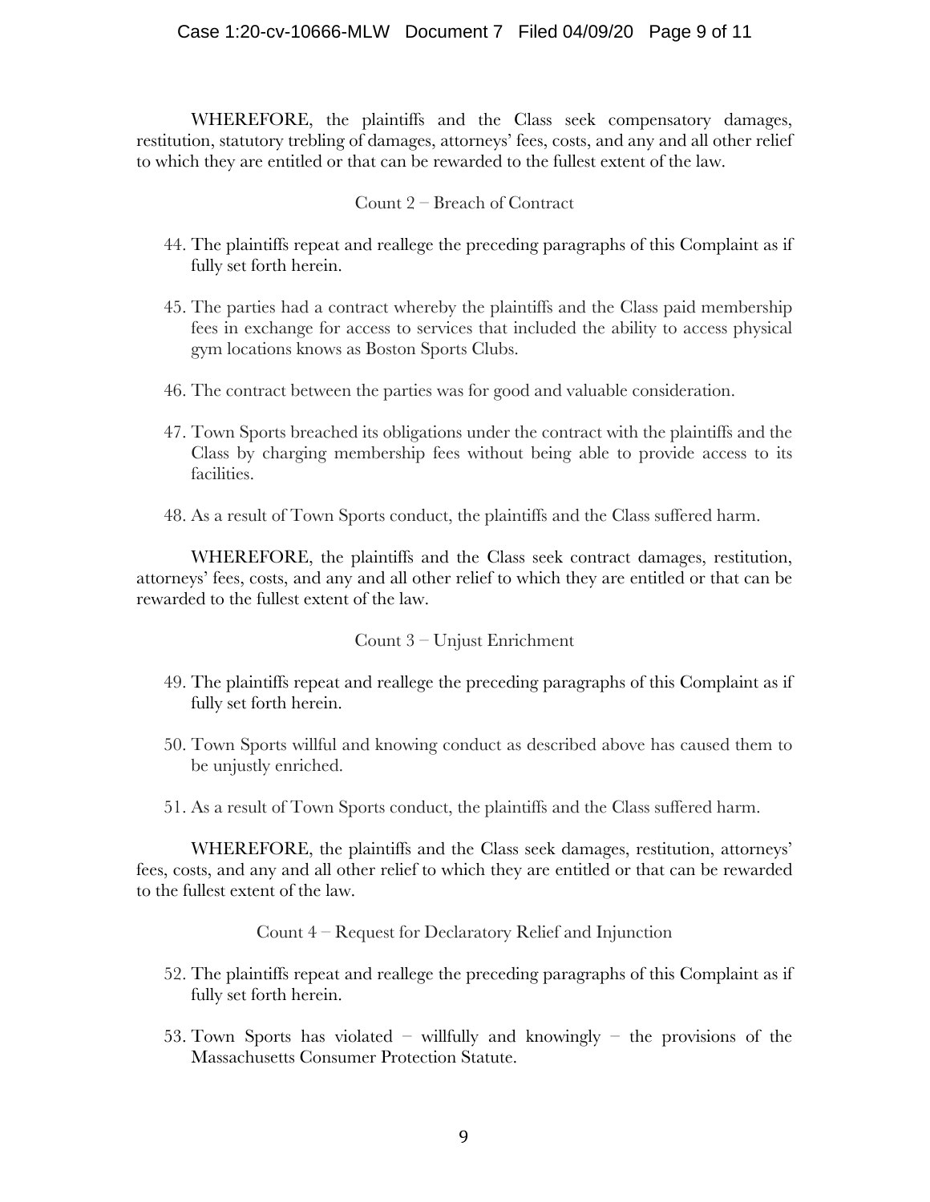WHEREFORE, the plaintiffs and the Class seek compensatory damages, restitution, statutory trebling of damages, attorneys' fees, costs, and any and all other relief to which they are entitled or that can be rewarded to the fullest extent of the law.

Count 2 – Breach of Contract

44. The plaintiffs repeat and reallege the preceding paragraphs of this Complaint as if fully set forth herein.

45. The parties had a contract whereby the plaintiffs and the Class paid membership fees in exchange for access to services that included the ability to access physical gym locations knows as Boston Sports Clubs.

46. The contract between the parties was for good and valuable consideration.

47. Town Sports breached its obligations under the contract with the plaintiffs and the Class by charging membership fees without being able to provide access to its facilities.

48. As a result of Town Sports conduct, the plaintiffs and the Class suffered harm.

WHEREFORE, the plaintiffs and the Class seek contract damages, restitution, attorneys' fees, costs, and any and all other relief to which they are entitled or that can be rewarded to the fullest extent of the law.

Count 3 – Unjust Enrichment

49. The plaintiffs repeat and reallege the preceding paragraphs of this Complaint as if fully set forth herein.

50. Town Sports willful and knowing conduct as described above has caused them to be unjustly enriched.

51. As a result of Town Sports conduct, the plaintiffs and the Class suffered harm.

WHEREFORE, the plaintiffs and the Class seek damages, restitution, attorneys' fees, costs, and any and all other relief to which they are entitled or that can be rewarded to the fullest extent of the law.

Count 4 – Request for Declaratory Relief and Injunction

52. The plaintiffs repeat and reallege the preceding paragraphs of this Complaint as if fully set forth herein.

53. Town Sports has violated – willfully and knowingly – the provisions of the Massachusetts Consumer Protection Statute.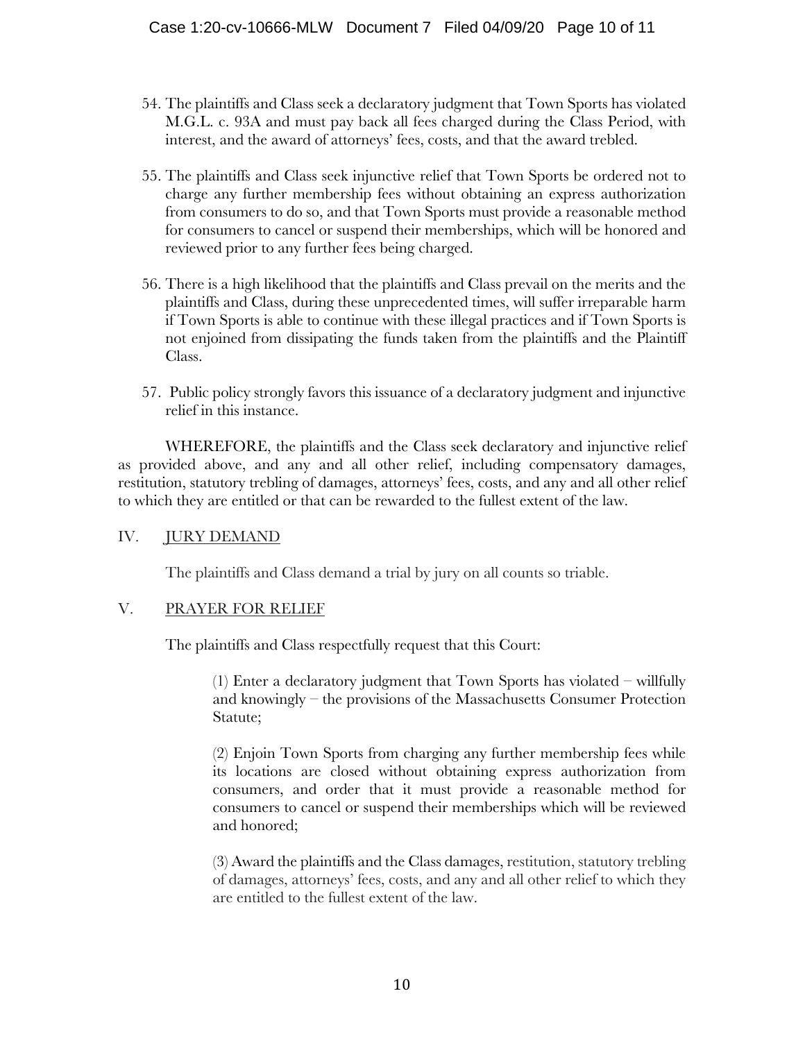54. The plaintiffs and Class seek a declaratory judgment that Town Sports has violated M.G.L. c. 93A and must pay back all fees charged during the Class Period, with interest, and the award of attorneys' fees, costs, and that the award trebled.

55. The plaintiffs and Class seek injunctive relief that Town Sports be ordered not to charge any further membership fees without obtaining an express authorization from consumers to do so, and that Town Sports must provide a reasonable method for consumers to cancel or suspend their memberships, which will be honored and reviewed prior to any further fees being charged.

56. There is a high likelihood that the plaintiffs and Class prevail on the merits and the plaintiffs and Class, during these unprecedented times, will suffer irreparable harm if Town Sports is able to continue with these illegal practices and if Town Sports is not enjoined from dissipating the funds taken from the plaintiffs and the Plaintiff Class.

57. Public policy strongly favors this issuance of a declaratory judgment and injunctive relief in this instance.

WHEREFORE, the plaintiffs and the Class seek declaratory and injunctive relief as provided above, and any and all other relief, including compensatory damages, restitution, statutory trebling of damages, attorneys' fees, costs, and any and all other relief to which they are entitled or that can be rewarded to the fullest extent of the law.

## IV. JURY DEMAND

The plaintiffs and Class demand a trial by jury on all counts so triable.

## V. PRAYER FOR RELIEF

The plaintiffs and Class respectfully request that this Court:

(1) Enter a declaratory judgment that Town Sports has violated – willfully and knowingly – the provisions of the Massachusetts Consumer Protection Statute;

(2) Enjoin Town Sports from charging any further membership fees while its locations are closed without obtaining express authorization from consumers, and order that it must provide a reasonable method for consumers to cancel or suspend their memberships which will be reviewed and honored;

(3) Award the plaintiffs and the Class damages, restitution, statutory trebling of damages, attorneys' fees, costs, and any and all other relief to which they are entitled to the fullest extent of the law.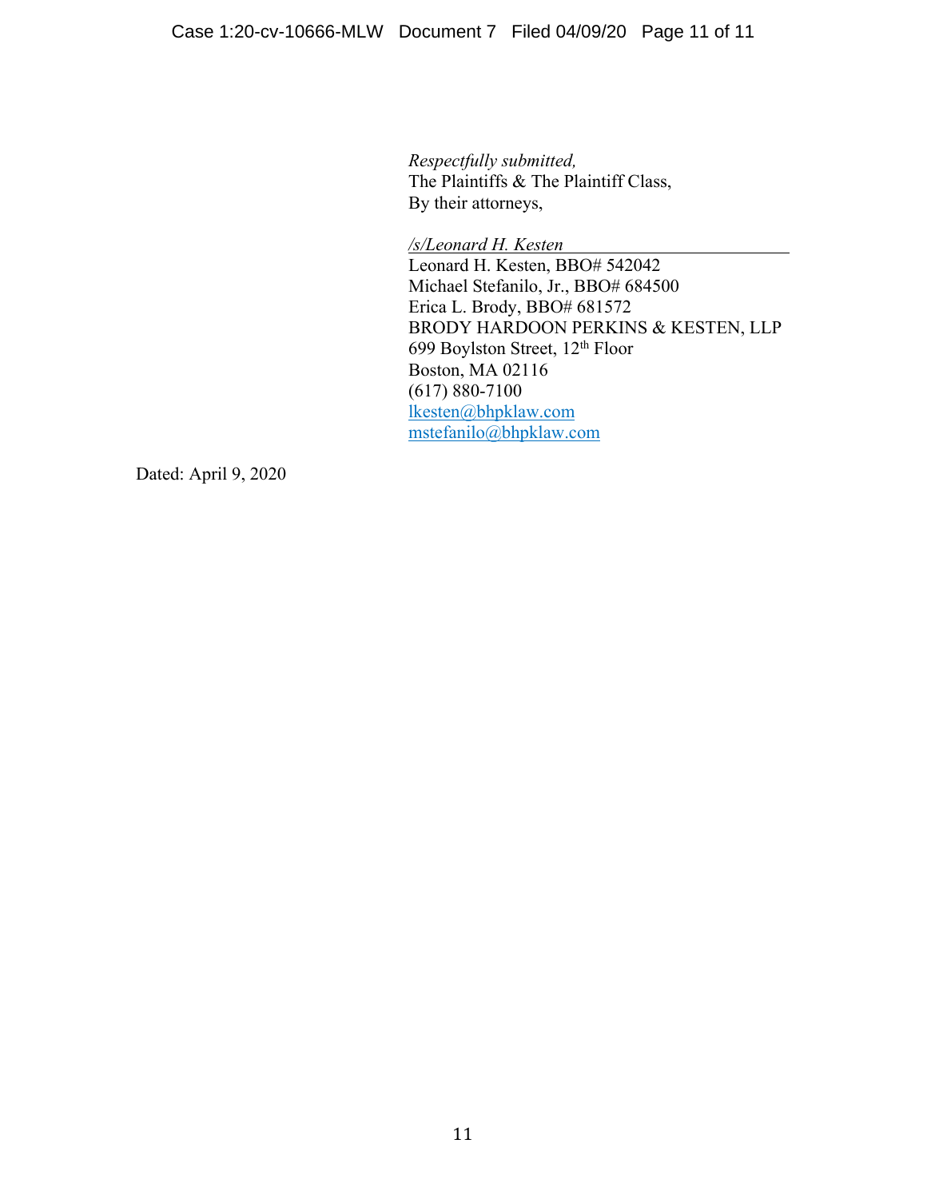*Respectfully submitted,*
The Plaintiffs & The Plaintiff Class,
By their attorneys,

*/s/Leonard H. Kesten*
Leonard H. Kesten, BBO# 542042
Michael Stefanilo, Jr., BBO# 684500
Erica L. Brody, BBO# 681572
BRODY HARDOON PERKINS & KESTEN, LLP
699 Boylston Street, 12th Floor
Boston, MA 02116
(617) 880-7100
lkesten@bhpklaw.com
mstefanilo@bhpklaw.com

Dated: April 9, 2020